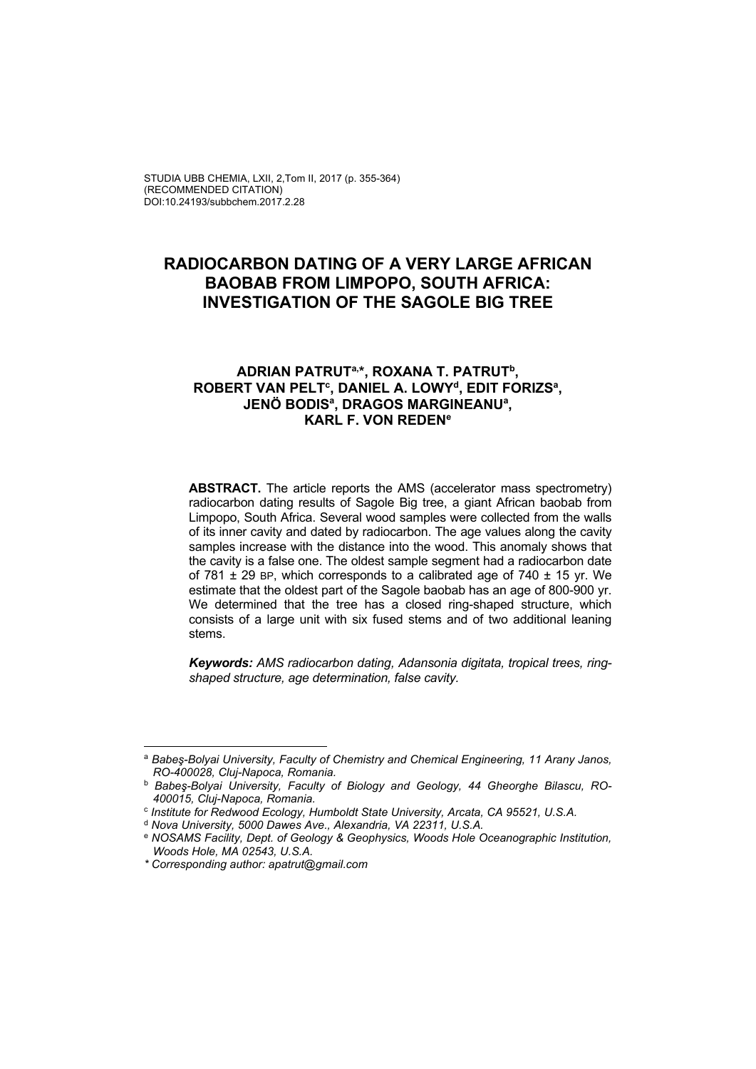# RADIOCARBON DATING OF A VERY LARGE AFRICAN BAOBAB FROM LIMPOPO, SOUTH AFRICA: INVESTIGATION OF THE SAGOLE BIG TREE

**ADRIAN PATRUT[a,*], ROXANA T. PATRUT[b], ROBERT VAN PELT[c], DANIEL A. LOWY[d], EDIT FORIZS[a], JENÖ BODIS[a], DRAGOS MARGINEANU[a], KARL F. VON REDEN[e]**

**ABSTRACT.** The article reports the AMS (accelerator mass spectrometry) radiocarbon dating results of Sagole Big tree, a giant African baobab from Limpopo, South Africa. Several wood samples were collected from the walls of its inner cavity and dated by radiocarbon. The age values along the cavity samples increase with the distance into the wood. This anomaly shows that the cavity is a false one. The oldest sample segment had a radiocarbon date of 781 ± 29 BP, which corresponds to a calibrated age of 740 ± 15 yr. We estimate that the oldest part of the Sagole baobab has an age of 800-900 yr. We determined that the tree has a closed ring-shaped structure, which consists of a large unit with six fused stems and of two additional leaning stems.

***Keywords:*** *AMS radiocarbon dating, Adansonia digitata, tropical trees, ring-shaped structure, age determination, false cavity.*

---

[a] *Babeş-Bolyai University, Faculty of Chemistry and Chemical Engineering, 11 Arany Janos, RO-400028, Cluj-Napoca, Romania.*

[b] *Babeş-Bolyai University, Faculty of Biology and Geology, 44 Gheorghe Bilascu, RO-400015, Cluj-Napoca, Romania.*

[c] *Institute for Redwood Ecology, Humboldt State University, Arcata, CA 95521, U.S.A.*

[d] *Nova University, 5000 Dawes Ave., Alexandria, VA 22311, U.S.A.*

[e] *NOSAMS Facility, Dept. of Geology & Geophysics, Woods Hole Oceanographic Institution, Woods Hole, MA 02543, U.S.A.*

*\* Corresponding author: apatrut@gmail.com*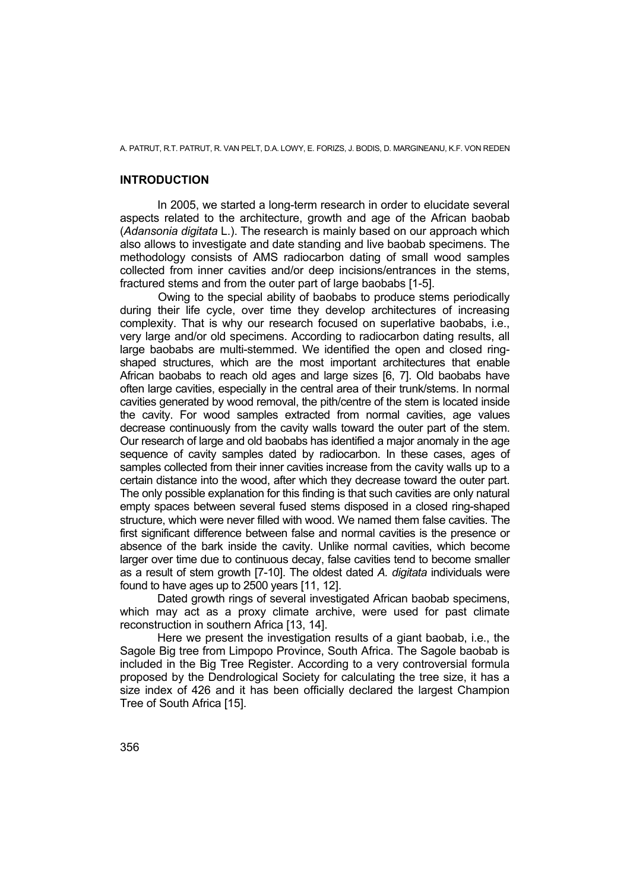## INTRODUCTION

In 2005, we started a long-term research in order to elucidate several aspects related to the architecture, growth and age of the African baobab (*Adansonia digitata* L.). The research is mainly based on our approach which also allows to investigate and date standing and live baobab specimens. The methodology consists of AMS radiocarbon dating of small wood samples collected from inner cavities and/or deep incisions/entrances in the stems, fractured stems and from the outer part of large baobabs [1-5].

Owing to the special ability of baobabs to produce stems periodically during their life cycle, over time they develop architectures of increasing complexity. That is why our research focused on superlative baobabs, i.e., very large and/or old specimens. According to radiocarbon dating results, all large baobabs are multi-stemmed. We identified the open and closed ring-shaped structures, which are the most important architectures that enable African baobabs to reach old ages and large sizes [6, 7]. Old baobabs have often large cavities, especially in the central area of their trunk/stems. In normal cavities generated by wood removal, the pith/centre of the stem is located inside the cavity. For wood samples extracted from normal cavities, age values decrease continuously from the cavity walls toward the outer part of the stem. Our research of large and old baobabs has identified a major anomaly in the age sequence of cavity samples dated by radiocarbon. In these cases, ages of samples collected from their inner cavities increase from the cavity walls up to a certain distance into the wood, after which they decrease toward the outer part. The only possible explanation for this finding is that such cavities are only natural empty spaces between several fused stems disposed in a closed ring-shaped structure, which were never filled with wood. We named them false cavities. The first significant difference between false and normal cavities is the presence or absence of the bark inside the cavity. Unlike normal cavities, which become larger over time due to continuous decay, false cavities tend to become smaller as a result of stem growth [7-10]. The oldest dated *A. digitata* individuals were found to have ages up to 2500 years [11, 12].

Dated growth rings of several investigated African baobab specimens, which may act as a proxy climate archive, were used for past climate reconstruction in southern Africa [13, 14].

Here we present the investigation results of a giant baobab, i.e., the Sagole Big tree from Limpopo Province, South Africa. The Sagole baobab is included in the Big Tree Register. According to a very controversial formula proposed by the Dendrological Society for calculating the tree size, it has a size index of 426 and it has been officially declared the largest Champion Tree of South Africa [15].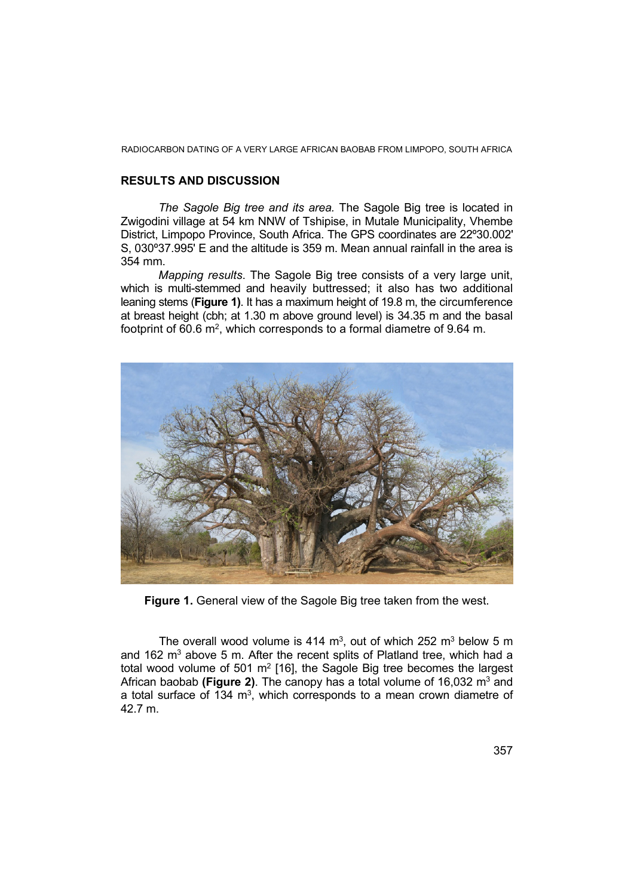## RESULTS AND DISCUSSION

*The Sagole Big tree and its area.* The Sagole Big tree is located in Zwigodini village at 54 km NNW of Tshipise, in Mutale Municipality, Vhembe District, Limpopo Province, South Africa. The GPS coordinates are 22º30.002' S, 030º37.995' E and the altitude is 359 m. Mean annual rainfall in the area is 354 mm.

*Mapping results*. The Sagole Big tree consists of a very large unit, which is multi-stemmed and heavily buttressed; it also has two additional leaning stems (**Figure 1**). It has a maximum height of 19.8 m, the circumference at breast height (cbh; at 1.30 m above ground level) is 34.35 m and the basal footprint of 60.6 m$^2$, which corresponds to a formal diametre of 9.64 m.

**Figure 1.** General view of the Sagole Big tree taken from the west.

The overall wood volume is 414 m$^3$, out of which 252 m$^3$ below 5 m and 162 m$^3$ above 5 m. After the recent splits of Platland tree, which had a total wood volume of 501 m$^2$ [16], the Sagole Big tree becomes the largest African baobab **(Figure 2)**. The canopy has a total volume of 16,032 m$^3$ and a total surface of 134 m$^3$, which corresponds to a mean crown diametre of 42.7 m.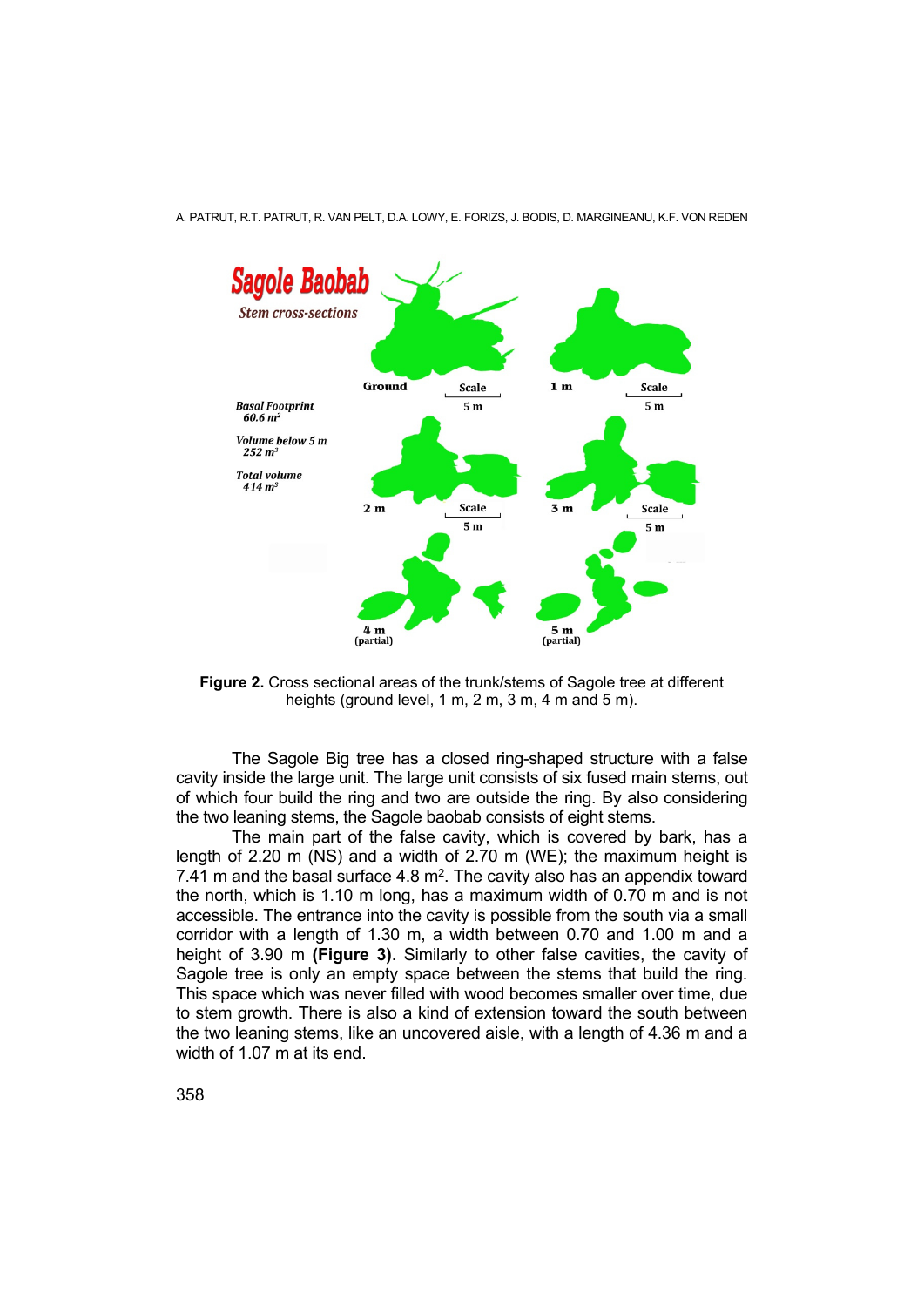**Figure 2.** Cross sectional areas of the trunk/stems of Sagole tree at different heights (ground level, 1 m, 2 m, 3 m, 4 m and 5 m).

The Sagole Big tree has a closed ring-shaped structure with a false cavity inside the large unit. The large unit consists of six fused main stems, out of which four build the ring and two are outside the ring. By also considering the two leaning stems, the Sagole baobab consists of eight stems.

The main part of the false cavity, which is covered by bark, has a length of 2.20 m (NS) and a width of 2.70 m (WE); the maximum height is 7.41 m and the basal surface 4.8 m$^2$. The cavity also has an appendix toward the north, which is 1.10 m long, has a maximum width of 0.70 m and is not accessible. The entrance into the cavity is possible from the south via a small corridor with a length of 1.30 m, a width between 0.70 and 1.00 m and a height of 3.90 m **(Figure 3)**. Similarly to other false cavities, the cavity of Sagole tree is only an empty space between the stems that build the ring. This space which was never filled with wood becomes smaller over time, due to stem growth. There is also a kind of extension toward the south between the two leaning stems, like an uncovered aisle, with a length of 4.36 m and a width of 1.07 m at its end.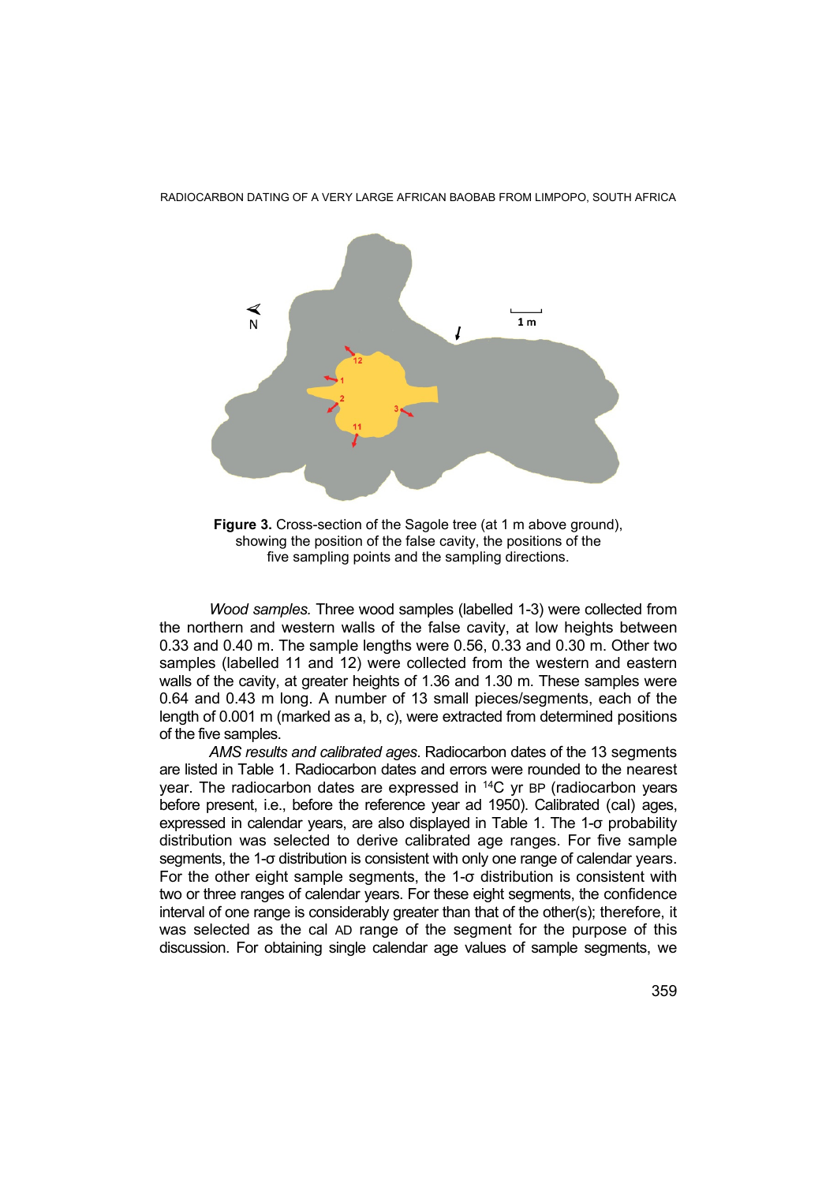**Figure 3.** Cross-section of the Sagole tree (at 1 m above ground), showing the position of the false cavity, the positions of the five sampling points and the sampling directions.

*Wood samples.* Three wood samples (labelled 1-3) were collected from the northern and western walls of the false cavity, at low heights between 0.33 and 0.40 m. The sample lengths were 0.56, 0.33 and 0.30 m. Other two samples (labelled 11 and 12) were collected from the western and eastern walls of the cavity, at greater heights of 1.36 and 1.30 m. These samples were 0.64 and 0.43 m long. A number of 13 small pieces/segments, each of the length of 0.001 m (marked as a, b, c), were extracted from determined positions of the five samples.

*AMS results and calibrated ages*. Radiocarbon dates of the 13 segments are listed in Table 1. Radiocarbon dates and errors were rounded to the nearest year. The radiocarbon dates are expressed in $^{14}$C yr BP (radiocarbon years before present, i.e., before the reference year AD 1950). Calibrated (cal) ages, expressed in calendar years, are also displayed in Table 1. The 1-σ probability distribution was selected to derive calibrated age ranges. For five sample segments, the 1-σ distribution is consistent with only one range of calendar years. For the other eight sample segments, the 1-σ distribution is consistent with two or three ranges of calendar years. For these eight segments, the confidence interval of one range is considerably greater than that of the other(s); therefore, it was selected as the cal AD range of the segment for the purpose of this discussion. For obtaining single calendar age values of sample segments, we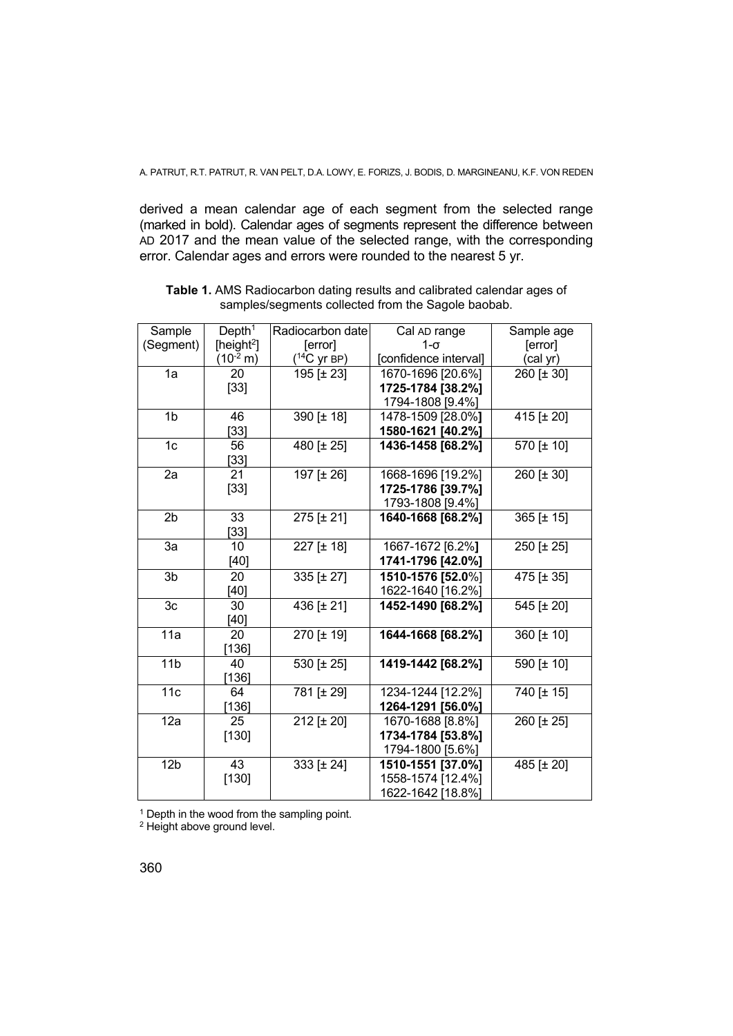derived a mean calendar age of each segment from the selected range (marked in bold). Calendar ages of segments represent the difference between AD 2017 and the mean value of the selected range, with the corresponding error. Calendar ages and errors were rounded to the nearest 5 yr.

**Table 1.** AMS Radiocarbon dating results and calibrated calendar ages of samples/segments collected from the Sagole baobab.

| Sample (Segment) | Depth[1] [height[2]] ($10^{-2}$ m) | Radiocarbon date [error] ($^{14}$C yr BP) | Cal AD range 1-σ [confidence interval] | Sample age [error] (cal yr) |
|---|---|---|---|---|
| 1a | 20 [33] | 195 [± 23] | 1670-1696 [20.6%] **1725-1784 [38.2%]** 1794-1808 [9.4%] | 260 [± 30] |
| 1b | 46 [33] | 390 [± 18] | 1478-1509 [28.0%] **1580-1621 [40.2%]** | 415 [± 20] |
| 1c | 56 [33] | 480 [± 25] | **1436-1458 [68.2%]** | 570 [± 10] |
| 2a | 21 [33] | 197 [± 26] | 1668-1696 [19.2%] **1725-1786 [39.7%]** 1793-1808 [9.4%] | 260 [± 30] |
| 2b | 33 [33] | 275 [± 21] | **1640-1668 [68.2%]** | 365 [± 15] |
| 3a | 10 [40] | 227 [± 18] | 1667-1672 [6.2%] **1741-1796 [42.0%]** | 250 [± 25] |
| 3b | 20 [40] | 335 [± 27] | **1510-1576 [52.0%]** 1622-1640 [16.2%] | 475 [± 35] |
| 3c | 30 [40] | 436 [± 21] | **1452-1490 [68.2%]** | 545 [± 20] |
| 11a | 20 [136] | 270 [± 19] | **1644-1668 [68.2%]** | 360 [± 10] |
| 11b | 40 [136] | 530 [± 25] | **1419-1442 [68.2%]** | 590 [± 10] |
| 11c | 64 [136] | 781 [± 29] | 1234-1244 [12.2%] **1264-1291 [56.0%]** | 740 [± 15] |
| 12a | 25 [130] | 212 [± 20] | 1670-1688 [8.8%] **1734-1784 [53.8%]** 1794-1800 [5.6%] | 260 [± 25] |
| 12b | 43 [130] | 333 [± 24] | **1510-1551 [37.0%]** 1558-1574 [12.4%] 1622-1642 [18.8%] | 485 [± 20] |

[1] Depth in the wood from the sampling point.
[2] Height above ground level.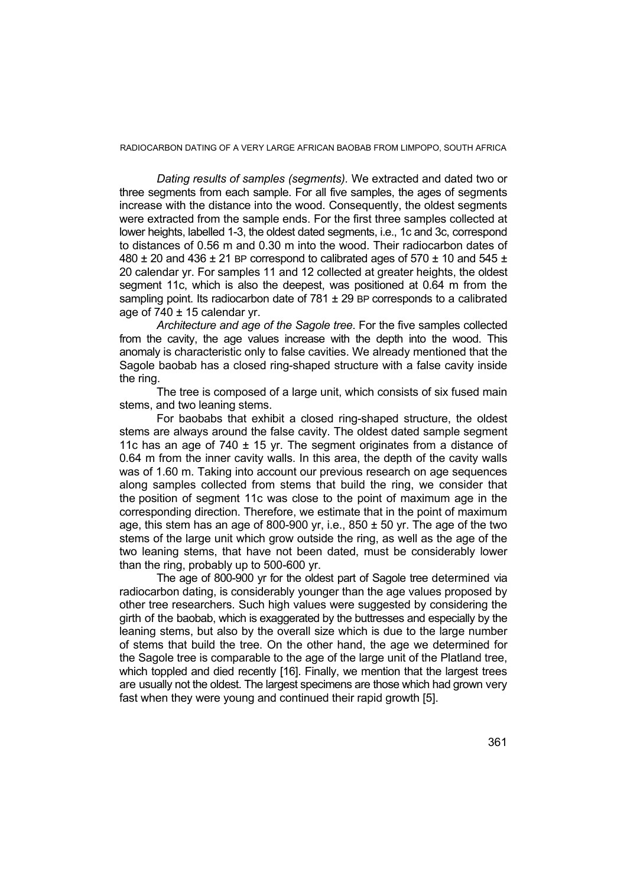*Dating results of samples (segments)*. We extracted and dated two or three segments from each sample. For all five samples, the ages of segments increase with the distance into the wood. Consequently, the oldest segments were extracted from the sample ends. For the first three samples collected at lower heights, labelled 1-3, the oldest dated segments, i.e., 1c and 3c, correspond to distances of 0.56 m and 0.30 m into the wood. Their radiocarbon dates of 480 ± 20 and 436 ± 21 BP correspond to calibrated ages of 570 ± 10 and 545 ± 20 calendar yr. For samples 11 and 12 collected at greater heights, the oldest segment 11c, which is also the deepest, was positioned at 0.64 m from the sampling point. Its radiocarbon date of 781 ± 29 BP corresponds to a calibrated age of 740 ± 15 calendar yr.

*Architecture and age of the Sagole tree*. For the five samples collected from the cavity, the age values increase with the depth into the wood. This anomaly is characteristic only to false cavities. We already mentioned that the Sagole baobab has a closed ring-shaped structure with a false cavity inside the ring.

The tree is composed of a large unit, which consists of six fused main stems, and two leaning stems.

For baobabs that exhibit a closed ring-shaped structure, the oldest stems are always around the false cavity. The oldest dated sample segment 11c has an age of 740 ± 15 yr. The segment originates from a distance of 0.64 m from the inner cavity walls. In this area, the depth of the cavity walls was of 1.60 m. Taking into account our previous research on age sequences along samples collected from stems that build the ring, we consider that the position of segment 11c was close to the point of maximum age in the corresponding direction. Therefore, we estimate that in the point of maximum age, this stem has an age of 800-900 yr, i.e., 850 ± 50 yr. The age of the two stems of the large unit which grow outside the ring, as well as the age of the two leaning stems, that have not been dated, must be considerably lower than the ring, probably up to 500-600 yr.

The age of 800-900 yr for the oldest part of Sagole tree determined via radiocarbon dating, is considerably younger than the age values proposed by other tree researchers. Such high values were suggested by considering the girth of the baobab, which is exaggerated by the buttresses and especially by the leaning stems, but also by the overall size which is due to the large number of stems that build the tree. On the other hand, the age we determined for the Sagole tree is comparable to the age of the large unit of the Platland tree, which toppled and died recently [16]. Finally, we mention that the largest trees are usually not the oldest. The largest specimens are those which had grown very fast when they were young and continued their rapid growth [5].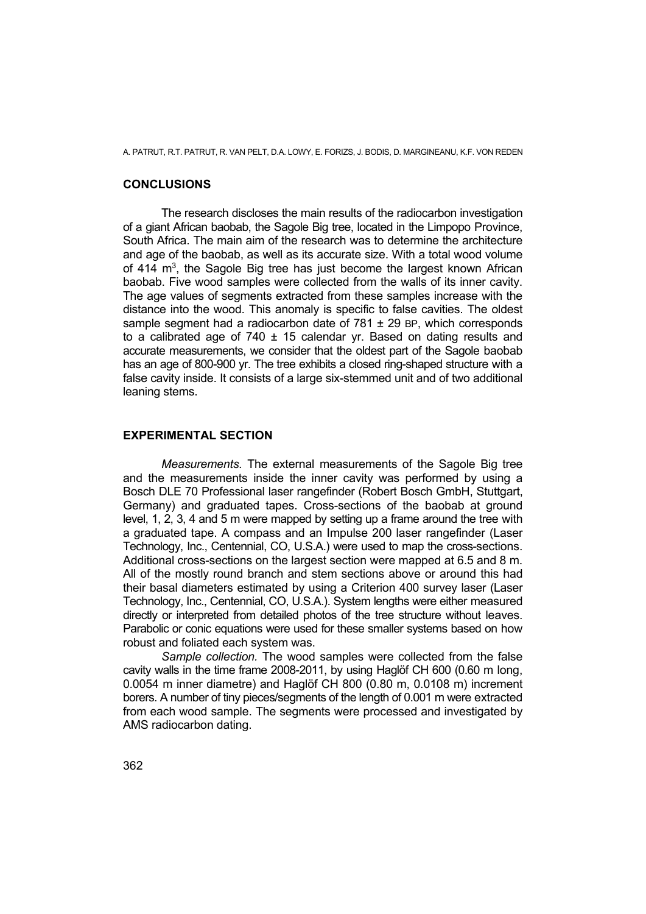## CONCLUSIONS

The research discloses the main results of the radiocarbon investigation of a giant African baobab, the Sagole Big tree, located in the Limpopo Province, South Africa. The main aim of the research was to determine the architecture and age of the baobab, as well as its accurate size. With a total wood volume of 414 $m^3$, the Sagole Big tree has just become the largest known African baobab. Five wood samples were collected from the walls of its inner cavity. The age values of segments extracted from these samples increase with the distance into the wood. This anomaly is specific to false cavities. The oldest sample segment had a radiocarbon date of 781 ± 29 BP, which corresponds to a calibrated age of 740 ± 15 calendar yr. Based on dating results and accurate measurements, we consider that the oldest part of the Sagole baobab has an age of 800-900 yr. The tree exhibits a closed ring-shaped structure with a false cavity inside. It consists of a large six-stemmed unit and of two additional leaning stems.

## EXPERIMENTAL SECTION

*Measurements.* The external measurements of the Sagole Big tree and the measurements inside the inner cavity was performed by using a Bosch DLE 70 Professional laser rangefinder (Robert Bosch GmbH, Stuttgart, Germany) and graduated tapes. Cross-sections of the baobab at ground level, 1, 2, 3, 4 and 5 m were mapped by setting up a frame around the tree with a graduated tape. A compass and an Impulse 200 laser rangefinder (Laser Technology, Inc., Centennial, CO, U.S.A.) were used to map the cross-sections. Additional cross-sections on the largest section were mapped at 6.5 and 8 m. All of the mostly round branch and stem sections above or around this had their basal diameters estimated by using a Criterion 400 survey laser (Laser Technology, Inc., Centennial, CO, U.S.A.). System lengths were either measured directly or interpreted from detailed photos of the tree structure without leaves. Parabolic or conic equations were used for these smaller systems based on how robust and foliated each system was.

*Sample collection.* The wood samples were collected from the false cavity walls in the time frame 2008-2011, by using Haglöf CH 600 (0.60 m long, 0.0054 m inner diametre) and Haglöf CH 800 (0.80 m, 0.0108 m) increment borers. A number of tiny pieces/segments of the length of 0.001 m were extracted from each wood sample. The segments were processed and investigated by AMS radiocarbon dating.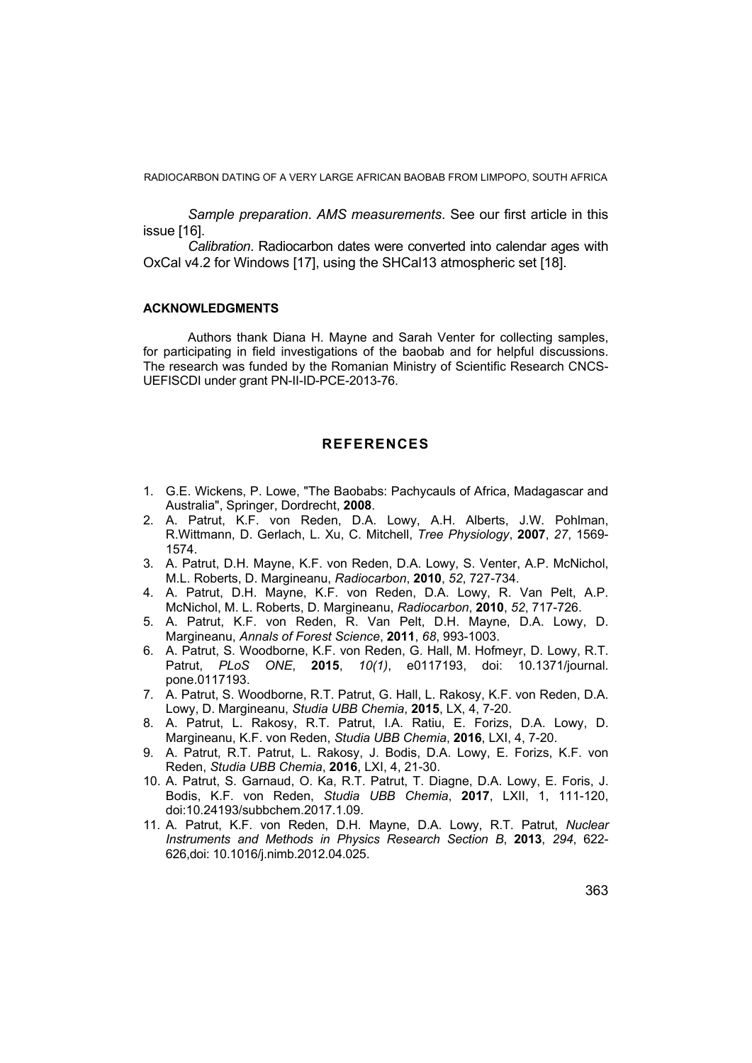*Sample preparation*. *AMS measurements*. See our first article in this issue [16].

*Calibration*. Radiocarbon dates were converted into calendar ages with OxCal v4.2 for Windows [17], using the SHCal13 atmospheric set [18].

## ACKNOWLEDGMENTS

Authors thank Diana H. Mayne and Sarah Venter for collecting samples, for participating in field investigations of the baobab and for helpful discussions. The research was funded by the Romanian Ministry of Scientific Research CNCS-UEFISCDI under grant PN-II-ID-PCE-2013-76.

## REFERENCES

1. G.E. Wickens, P. Lowe, "The Baobabs: Pachycauls of Africa, Madagascar and Australia", Springer, Dordrecht, **2008**.
2. A. Patrut, K.F. von Reden, D.A. Lowy, A.H. Alberts, J.W. Pohlman, R.Wittmann, D. Gerlach, L. Xu, C. Mitchell, *Tree Physiology*, **2007**, *27*, 1569-1574.
3. A. Patrut, D.H. Mayne, K.F. von Reden, D.A. Lowy, S. Venter, A.P. McNichol, M.L. Roberts, D. Margineanu, *Radiocarbon*, **2010**, *52*, 727-734.
4. A. Patrut, D.H. Mayne, K.F. von Reden, D.A. Lowy, R. Van Pelt, A.P. McNichol, M. L. Roberts, D. Margineanu, *Radiocarbon*, **2010**, *52*, 717-726.
5. A. Patrut, K.F. von Reden, R. Van Pelt, D.H. Mayne, D.A. Lowy, D. Margineanu, *Annals of Forest Science*, **2011**, *68*, 993-1003.
6. A. Patrut, S. Woodborne, K.F. von Reden, G. Hall, M. Hofmeyr, D. Lowy, R.T. Patrut, *PLoS ONE*, **2015**, *10(1)*, e0117193, doi: 10.1371/journal.pone.0117193.
7. A. Patrut, S. Woodborne, R.T. Patrut, G. Hall, L. Rakosy, K.F. von Reden, D.A. Lowy, D. Margineanu, *Studia UBB Chemia*, **2015**, LX, 4, 7-20.
8. A. Patrut, L. Rakosy, R.T. Patrut, I.A. Ratiu, E. Forizs, D.A. Lowy, D. Margineanu, K.F. von Reden, *Studia UBB Chemia*, **2016**, LXI, 4, 7-20.
9. A. Patrut, R.T. Patrut, L. Rakosy, J. Bodis, D.A. Lowy, E. Forizs, K.F. von Reden, *Studia UBB Chemia*, **2016**, LXI, 4, 21-30.
10. A. Patrut, S. Garnaud, O. Ka, R.T. Patrut, T. Diagne, D.A. Lowy, E. Foris, J. Bodis, K.F. von Reden, *Studia UBB Chemia*, **2017**, LXII, 1, 111-120, doi:10.24193/subbchem.2017.1.09.
11. A. Patrut, K.F. von Reden, D.H. Mayne, D.A. Lowy, R.T. Patrut, *Nuclear Instruments and Methods in Physics Research Section B*, **2013**, *294*, 622-626,doi: 10.1016/j.nimb.2012.04.025.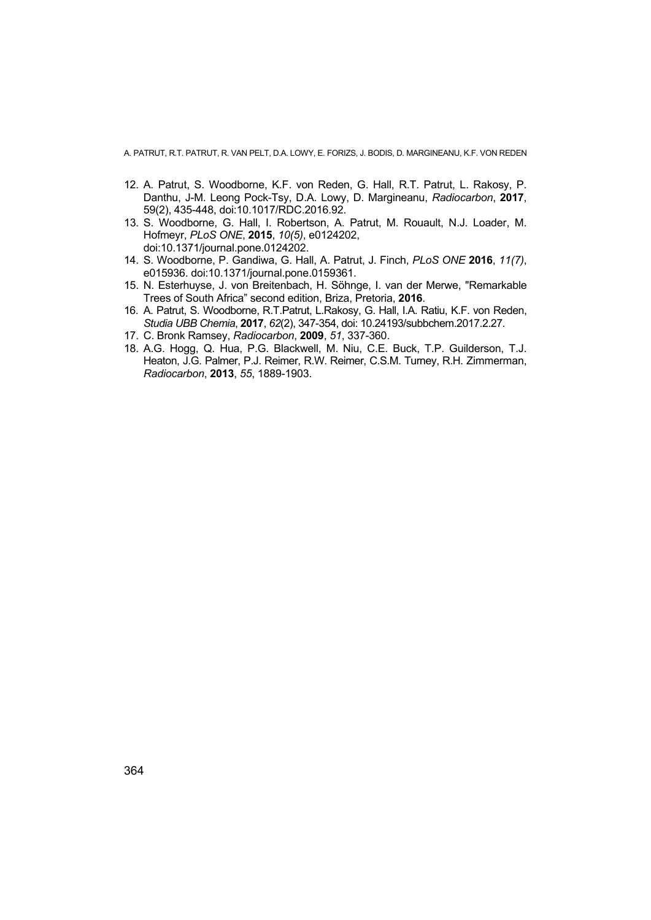12. A. Patrut, S. Woodborne, K.F. von Reden, G. Hall, R.T. Patrut, L. Rakosy, P. Danthu, J-M. Leong Pock-Tsy, D.A. Lowy, D. Margineanu, *Radiocarbon*, **2017**, 59(2), 435-448, doi:10.1017/RDC.2016.92.
13. S. Woodborne, G. Hall, I. Robertson, A. Patrut, M. Rouault, N.J. Loader, M. Hofmeyr, *PLoS ONE*, **2015**, *10(5)*, e0124202, doi:10.1371/journal.pone.0124202.
14. S. Woodborne, P. Gandiwa, G. Hall, A. Patrut, J. Finch, *PLoS ONE* **2016**, *11(7)*, e015936. doi:10.1371/journal.pone.0159361.
15. N. Esterhuyse, J. von Breitenbach, H. Söhnge, I. van der Merwe, "Remarkable Trees of South Africa" second edition, Briza, Pretoria, **2016**.
16. A. Patrut, S. Woodborne, R.T.Patrut, L.Rakosy, G. Hall, I.A. Ratiu, K.F. von Reden, *Studia UBB Chemia*, **2017**, *62*(2), 347-354, doi: 10.24193/subbchem.2017.2.27.
17. C. Bronk Ramsey, *Radiocarbon*, **2009**, *51*, 337-360.
18. A.G. Hogg, Q. Hua, P.G. Blackwell, M. Niu, C.E. Buck, T.P. Guilderson, T.J. Heaton, J.G. Palmer, P.J. Reimer, R.W. Reimer, C.S.M. Turney, R.H. Zimmerman, *Radiocarbon*, **2013**, *55*, 1889-1903.